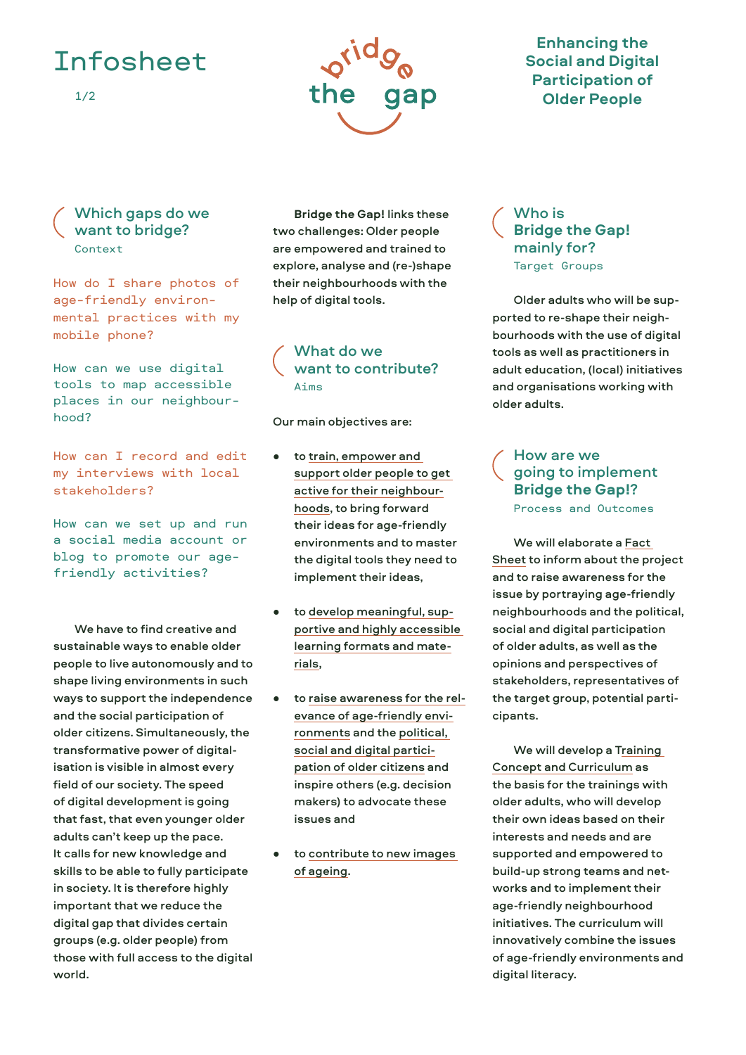# Infosheet

**bridge the gap**

## Enhancing the Social and Digital Participation of Older People

## Which gaps do we want to bridge?

Context

How do I share photos of age-friendly environmental practices with my mobile phone?

How can we use digital tools to map accessible places in our neighbourhood?

How can I record and edit my interviews with local stakeholders?

How can we set up and run a social media account or blog to promote our age-friendly activities?

We have to find creative and sustainable ways to enable older people to live autonomously and to shape living environments in such ways to support the independence and the social participation of older citizens. Simultaneously, the transformative power of digitalisation is visible in almost every field of our society. The speed of digital development is going that fast, that even younger older adults can't keep up the pace. It calls for new knowledge and skills to be able to fully participate in society. It is therefore highly important that we reduce the digital gap that divides certain groups (e.g. older people) from those with full access to the digital world.

**Bridge the Gap!** links these two challenges: Older people are empowered and trained to explore, analyse and (re-)shape their neighbourhoods with the help of digital tools.

## What do we want to contribute?

Aims

Our main objectives are:

- to train, empower and support older people to get active for their neighbourhoods, to bring forward their ideas for age-friendly environments and to master the digital tools they need to implement their ideas,
- to develop meaningful, supportive and highly accessible learning formats and materials,
- to raise awareness for the relevance of age-friendly environments and the political, social and digital participation of older citizens and inspire others (e.g. decision makers) to advocate these issues and
- to contribute to new images of ageing.

## Who is Bridge the Gap! mainly for?

Target Groups

Older adults who will be supported to re-shape their neighbourhoods with the use of digital tools as well as practitioners in adult education, (local) initiatives and organisations working with older adults.

## How are we going to implement Bridge the Gap!?

Process and Outcomes

We will elaborate a Fact Sheet to inform about the project and to raise awareness for the issue by portraying age-friendly neighbourhoods and the political, social and digital participation of older adults, as well as the opinions and perspectives of stakeholders, representatives of the target group, potential participants.

We will develop a Training Concept and Curriculum as the basis for the trainings with older adults, who will develop their own ideas based on their interests and needs and are supported and empowered to build-up strong teams and networks and to implement their age-friendly neighbourhood initiatives. The curriculum will innovatively combine the issues of age-friendly environments and digital literacy.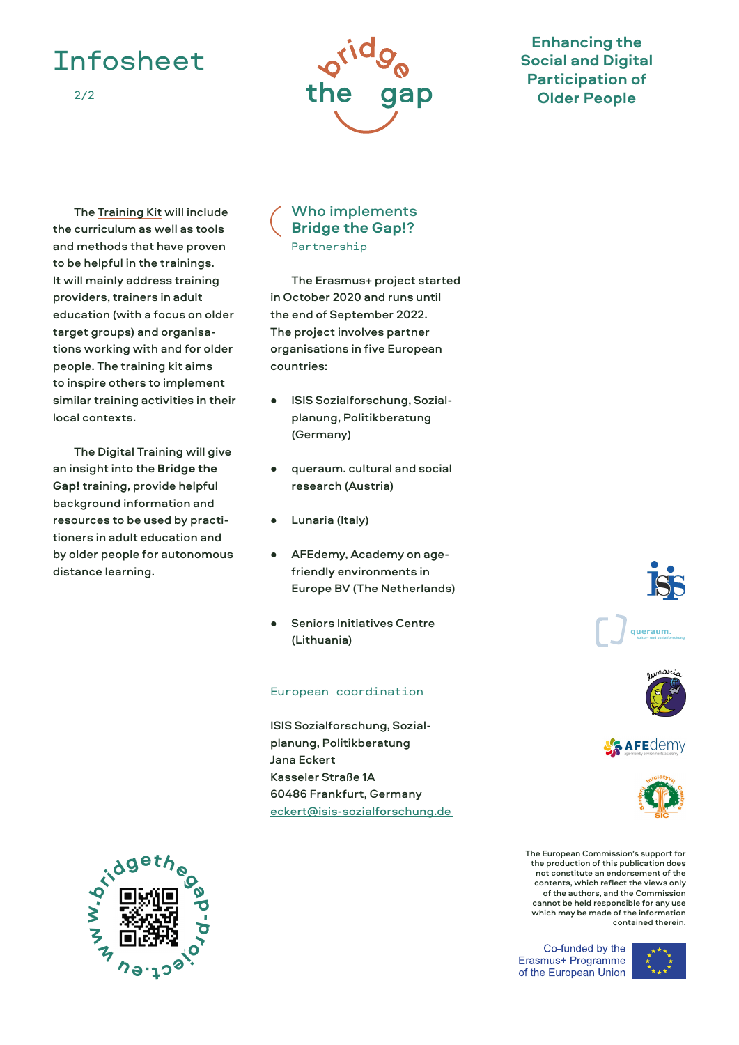# Infosheet

2/2

bridge the gap

**Enhancing the Social and Digital Participation of Older People**

The Training Kit will include the curriculum as well as tools and methods that have proven to be helpful in the trainings. It will mainly address training providers, trainers in adult education (with a focus on older target groups) and organisations working with and for older people. The training kit aims to inspire others to implement similar training activities in their local contexts.

The Digital Training will give an insight into the **Bridge the Gap!** training, provide helpful background information and resources to be used by practitioners in adult education and by older people for autonomous distance learning.

## Who implements Bridge the Gap!?

Partnership

The Erasmus+ project started in October 2020 and runs until the end of September 2022. The project involves partner organisations in five European countries:

- ISIS Sozialforschung, Sozialplanung, Politikberatung (Germany)
- queraum. cultural and social research (Austria)
- Lunaria (Italy)
- AFEdemy, Academy on age-friendly environments in Europe BV (The Netherlands)
- Seniors Initiatives Centre (Lithuania)

European coordination

ISIS Sozialforschung, Sozialplanung, Politikberatung
Jana Eckert
Kasseler Straße 1A
60486 Frankfurt, Germany
eckert@isis-sozialforschung.de

www.bridgethegap-project.eu

The European Commission's support for the production of this publication does not constitute an endorsement of the contents, which reflect the views only of the authors, and the Commission cannot be held responsible for any use which may be made of the information contained therein.

Co-funded by the Erasmus+ Programme of the European Union